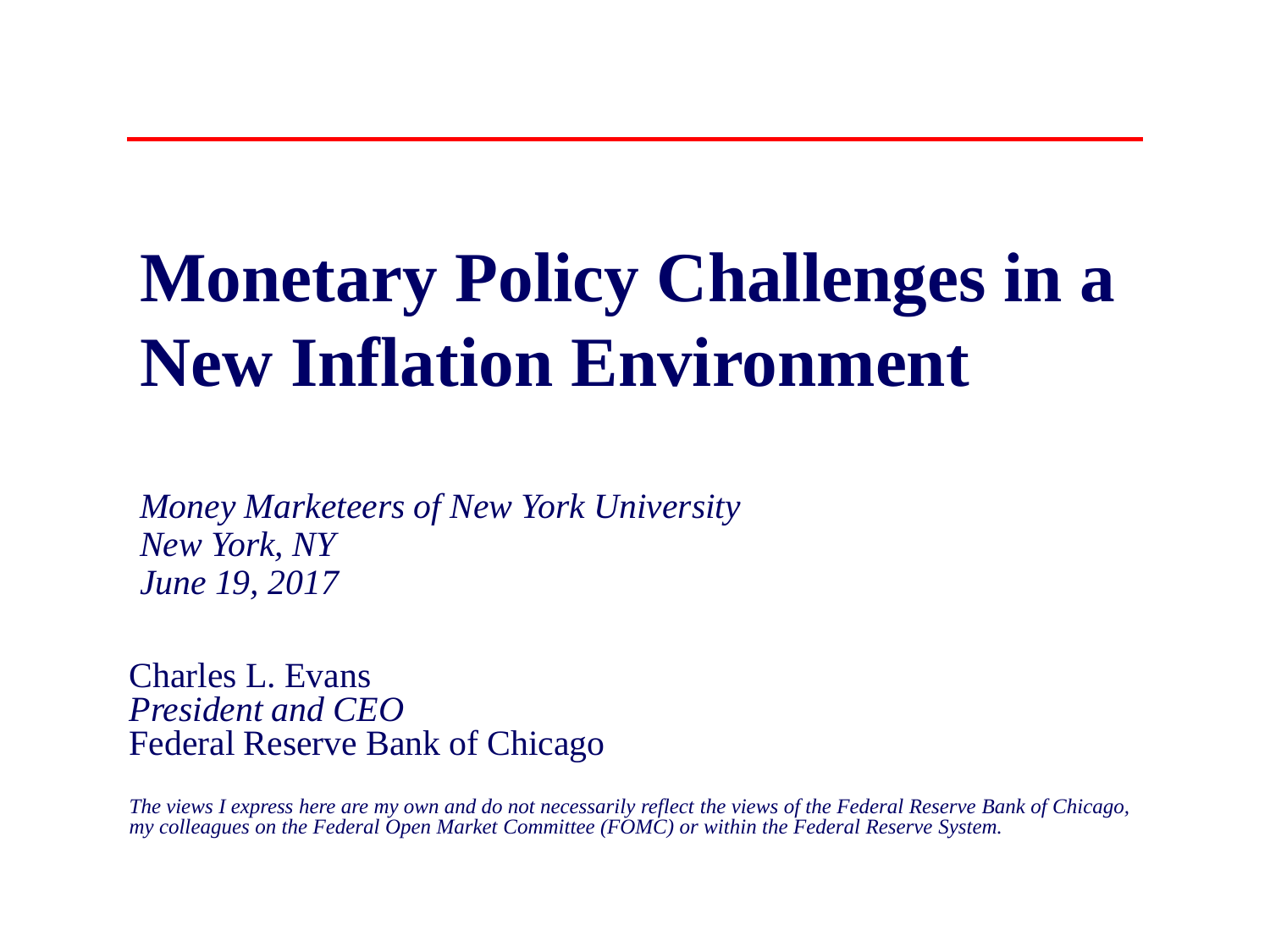# Monetary Policy Challenges in a New Inflation Environment

*Money Marketeers of New York University*
*New York, NY*
*June 19, 2017*

Charles L. Evans
*President and CEO*
Federal Reserve Bank of Chicago

*The views I express here are my own and do not necessarily reflect the views of the Federal Reserve Bank of Chicago, my colleagues on the Federal Open Market Committee (FOMC) or within the Federal Reserve System.*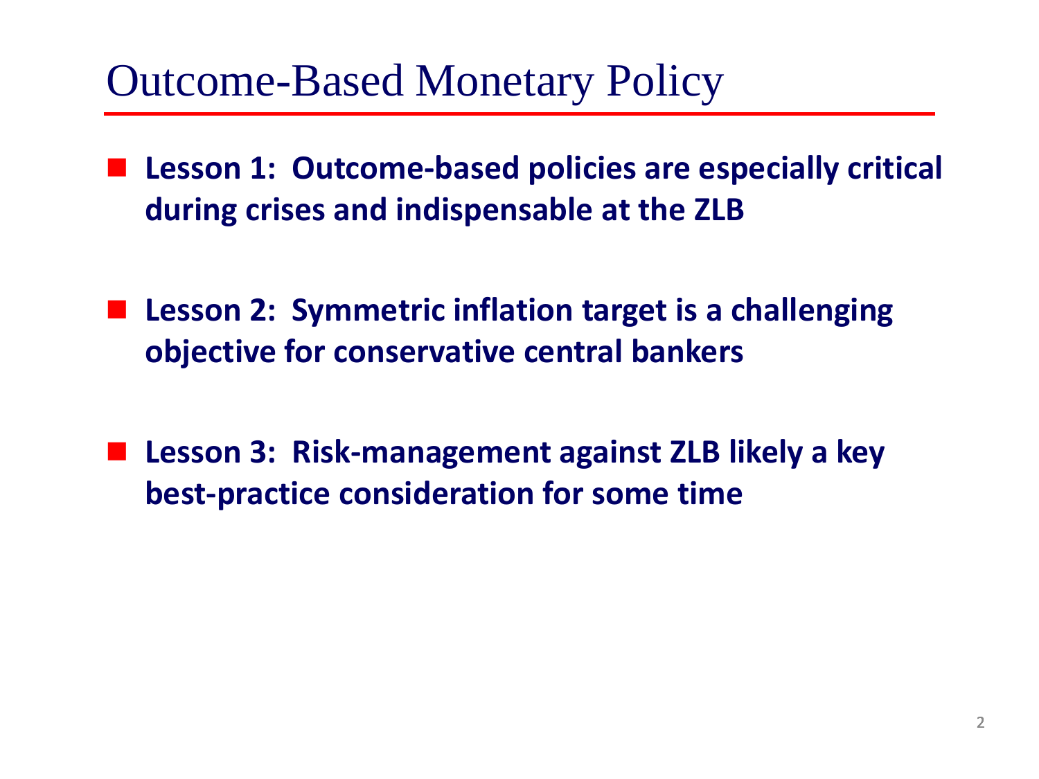# Outcome-Based Monetary Policy

- **Lesson 1: Outcome-based policies are especially critical during crises and indispensable at the ZLB**

- **Lesson 2: Symmetric inflation target is a challenging objective for conservative central bankers**

- **Lesson 3: Risk-management against ZLB likely a key best-practice consideration for some time**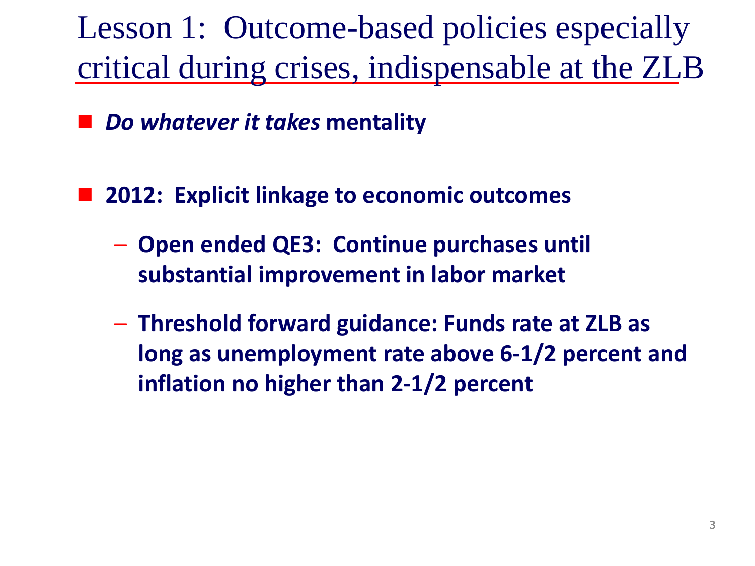# Lesson 1: Outcome-based policies especially critical during crises, indispensable at the ZLB

- ***Do whatever it takes*** **mentality**

- **2012: Explicit linkage to economic outcomes**
  - **Open ended QE3: Continue purchases until substantial improvement in labor market**
  - **Threshold forward guidance: Funds rate at ZLB as long as unemployment rate above 6-1/2 percent and inflation no higher than 2-1/2 percent**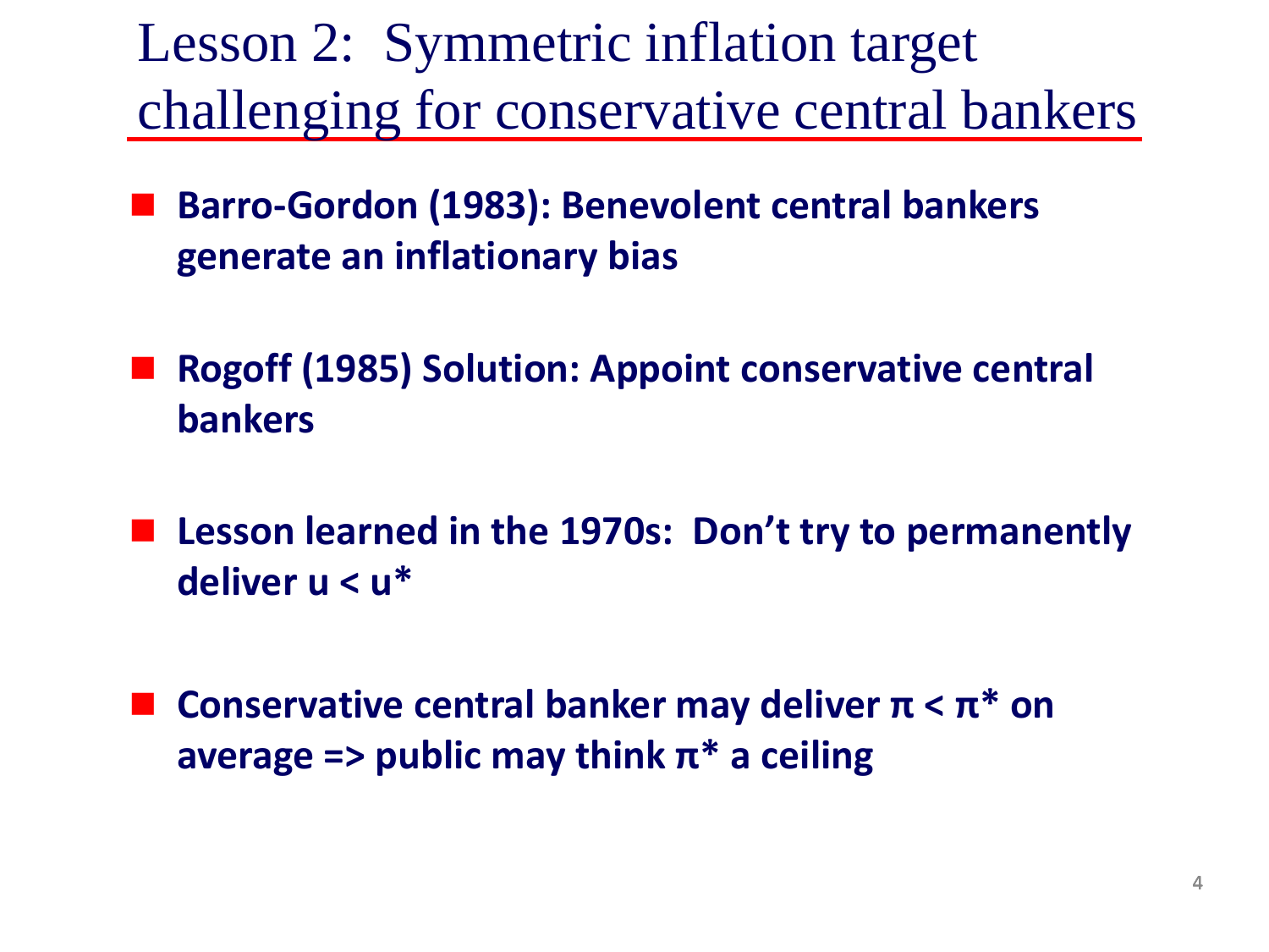# Lesson 2: Symmetric inflation target challenging for conservative central bankers

- **Barro-Gordon (1983): Benevolent central bankers generate an inflationary bias**
- **Rogoff (1985) Solution: Appoint conservative central bankers**
- **Lesson learned in the 1970s: Don't try to permanently deliver $u < u^*$**
- **Conservative central banker may deliver $\pi < \pi^*$ on average => public may think $\pi^*$ a ceiling**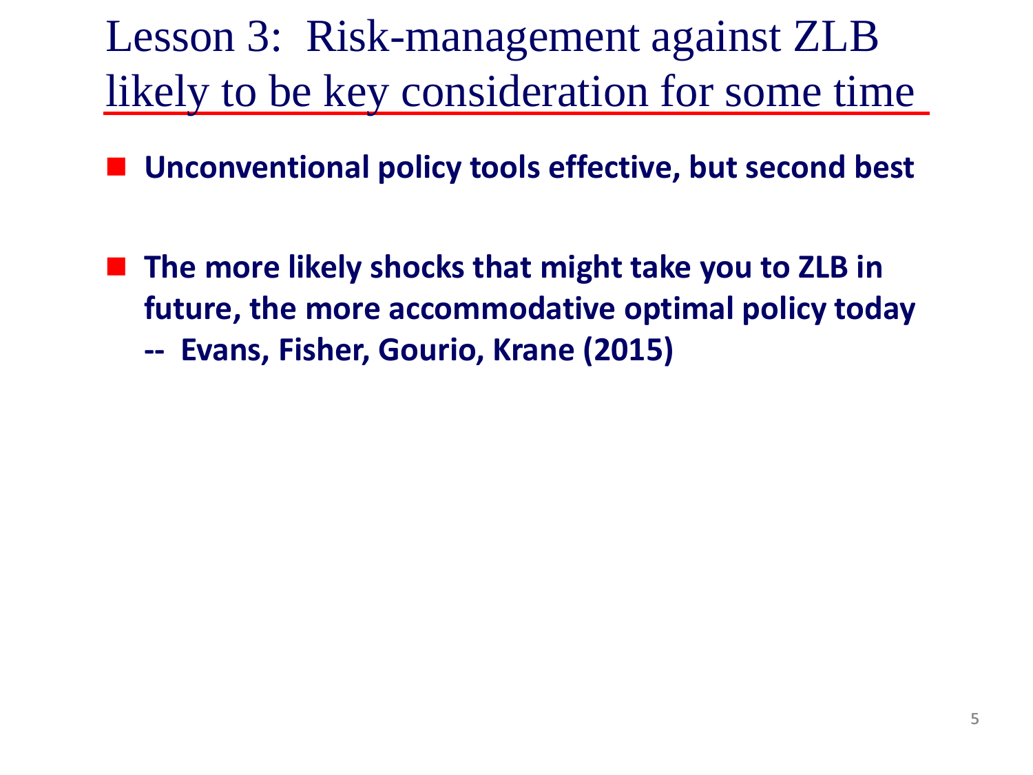# Lesson 3: Risk-management against ZLB likely to be key consideration for some time

- **Unconventional policy tools effective, but second best**
- **The more likely shocks that might take you to ZLB in future, the more accommodative optimal policy today**
  **-- Evans, Fisher, Gourio, Krane (2015)**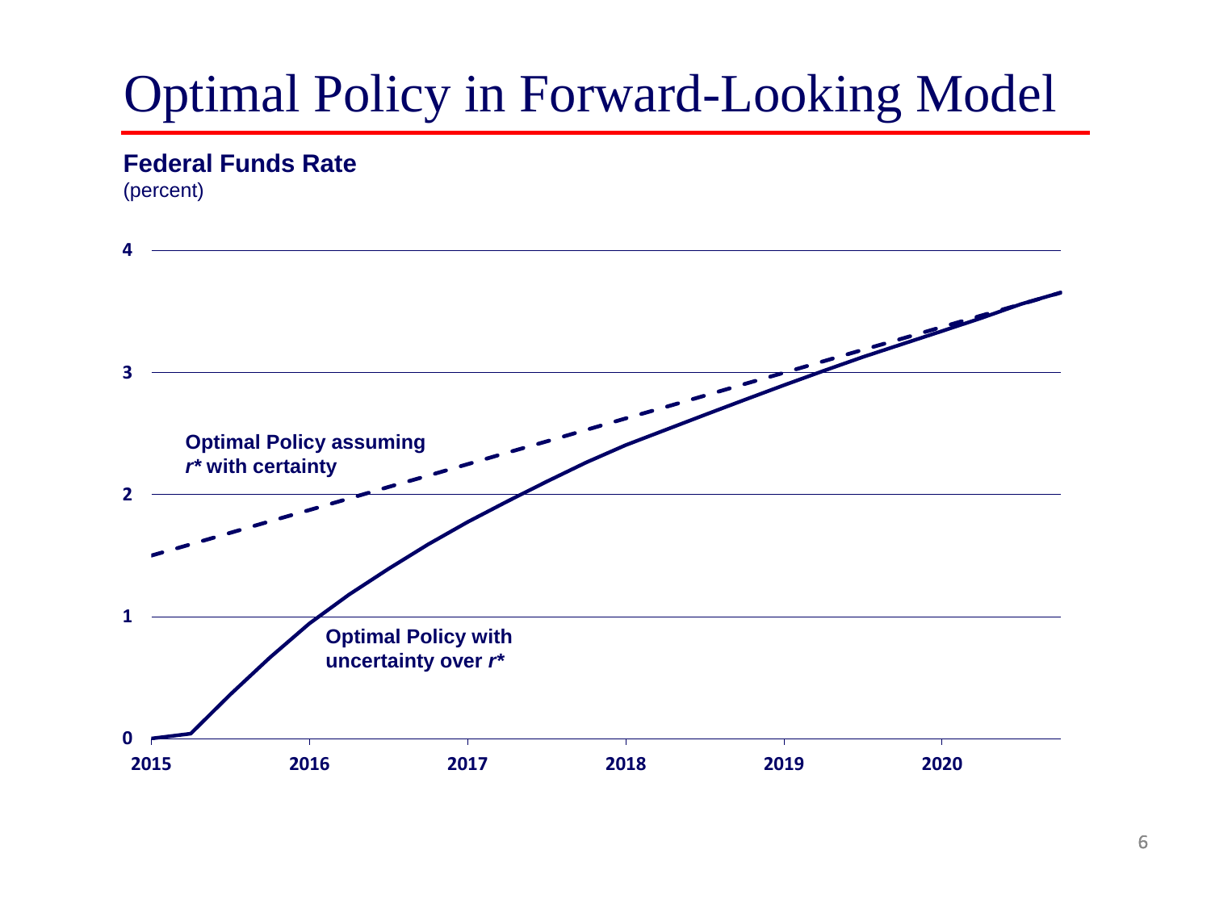# Optimal Policy in Forward-Looking Model

**Federal Funds Rate**
(percent)

4

3

**Optimal Policy assuming**
***r\**** **with certainty**

2

1

**Optimal Policy with**
**uncertainty over** ***r\****

0

**2015** **2016** **2017** **2018** **2019** **2020**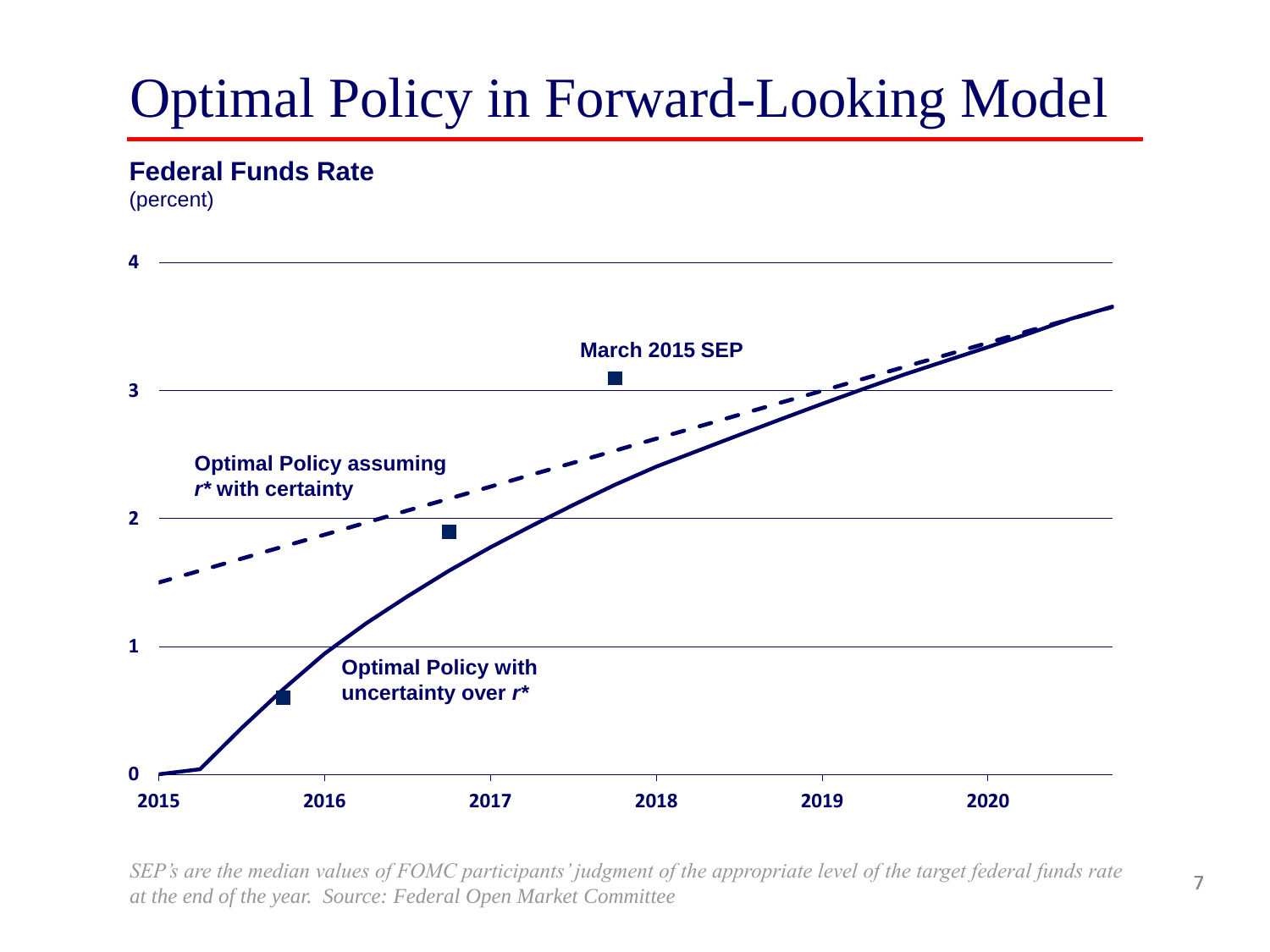# Optimal Policy in Forward-Looking Model

**Federal Funds Rate**
(percent)

4

**March 2015 SEP**

3

**Optimal Policy assuming**
***r** with certainty**

2

1

**Optimal Policy with**
**uncertainty over *r****

0

**2015** **2016** **2017** **2018** **2019** **2020**

*SEP's are the median values of FOMC participants' judgment of the appropriate level of the target federal funds rate at the end of the year. Source: Federal Open Market Committee*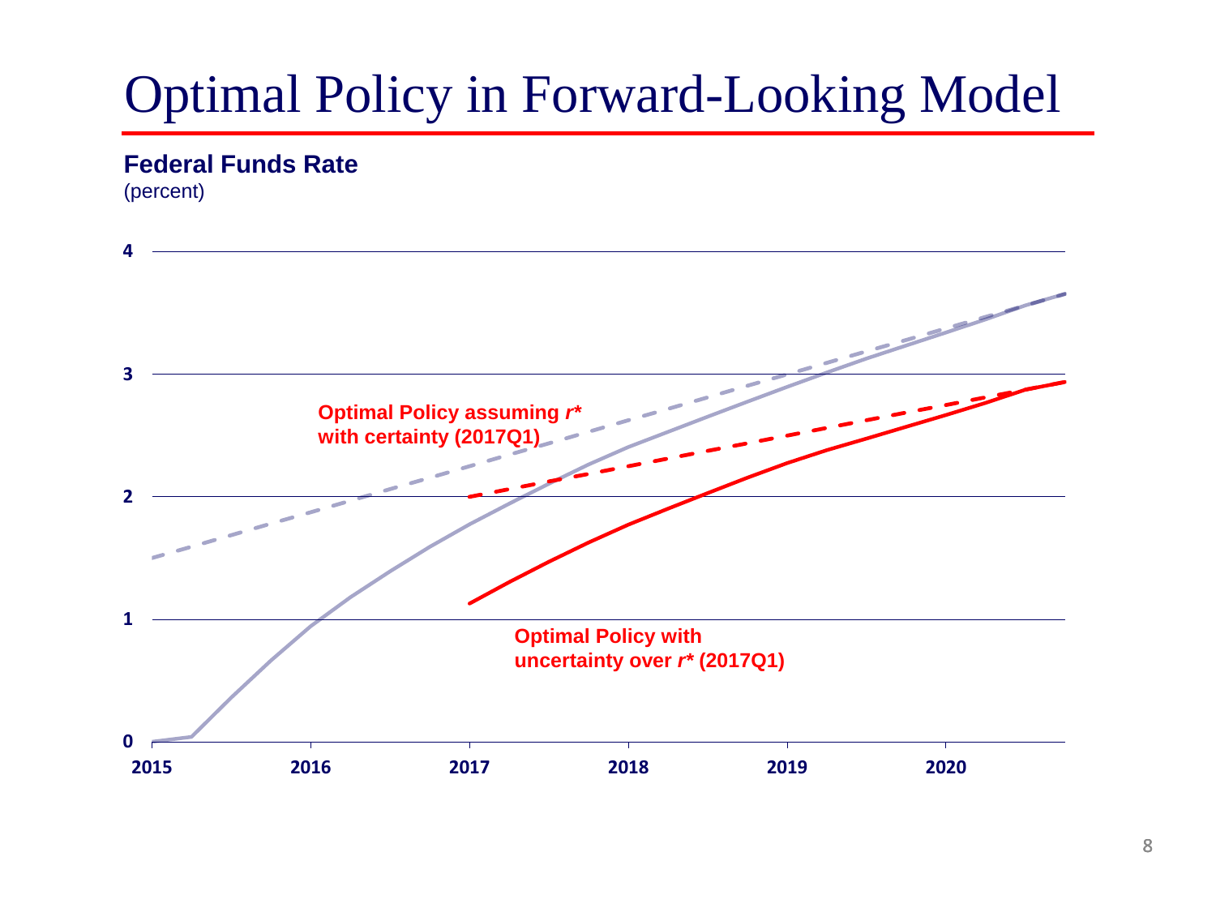# Optimal Policy in Forward-Looking Model

**Federal Funds Rate**
(percent)

4

3

**Optimal Policy assuming *r\** with certainty (2017Q1)**

2

1

**Optimal Policy with uncertainty over *r\** (2017Q1)**

0

2015 2016 2017 2018 2019 2020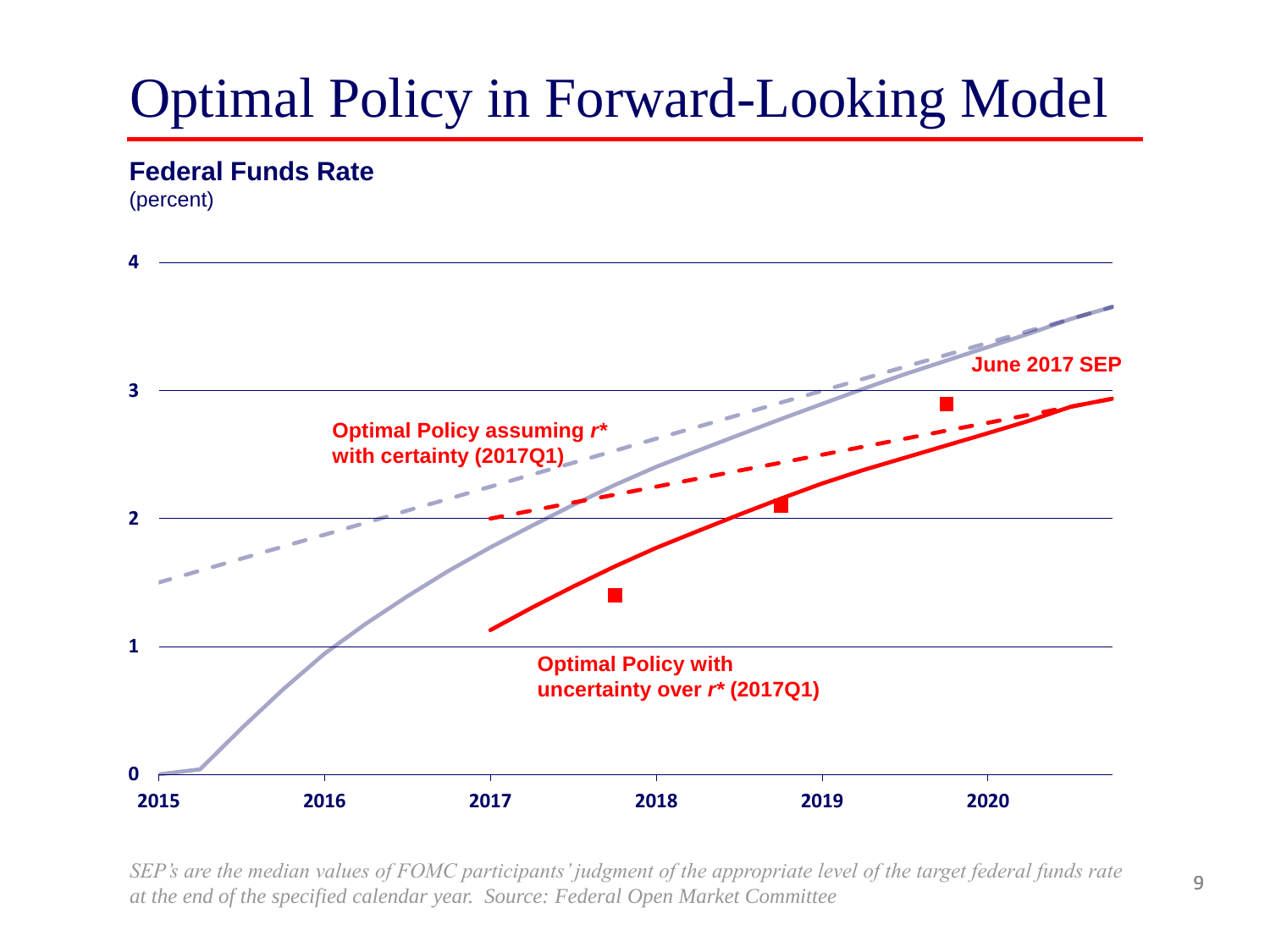# Optimal Policy in Forward-Looking Model

**Federal Funds Rate**
(percent)

4
3
2
1
0

2015
2016
2017
2018
2019
2020

June 2017 SEP

Optimal Policy assuming *r** with certainty (2017Q1)

Optimal Policy with uncertainty over *r** (2017Q1)

*SEP's are the median values of FOMC participants' judgment of the appropriate level of the target federal funds rate at the end of the specified calendar year. Source: Federal Open Market Committee*